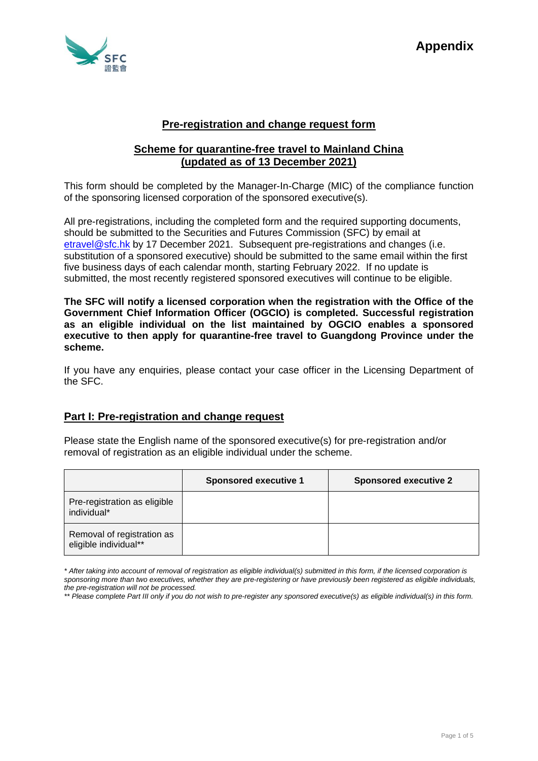**Appendix**

## Pre-registration and change request form

## Scheme for quarantine-free travel to Mainland China (updated as of 13 December 2021)

This form should be completed by the Manager-In-Charge (MIC) of the compliance function of the sponsoring licensed corporation of the sponsored executive(s).

All pre-registrations, including the completed form and the required supporting documents, should be submitted to the Securities and Futures Commission (SFC) by email at etravel@sfc.hk by 17 December 2021. Subsequent pre-registrations and changes (i.e. substitution of a sponsored executive) should be submitted to the same email within the first five business days of each calendar month, starting February 2022. If no update is submitted, the most recently registered sponsored executives will continue to be eligible.

**The SFC will notify a licensed corporation when the registration with the Office of the Government Chief Information Officer (OGCIO) is completed. Successful registration as an eligible individual on the list maintained by OGCIO enables a sponsored executive to then apply for quarantine-free travel to Guangdong Province under the scheme.**

If you have any enquiries, please contact your case officer in the Licensing Department of the SFC.

### Part I: Pre-registration and change request

Please state the English name of the sponsored executive(s) for pre-registration and/or removal of registration as an eligible individual under the scheme.

| | Sponsored executive 1 | Sponsored executive 2 |
|---|---|---|
| Pre-registration as eligible individual* | | |
| Removal of registration as eligible individual** | | |

*\* After taking into account of removal of registration as eligible individual(s) submitted in this form, if the licensed corporation is sponsoring more than two executives, whether they are pre-registering or have previously been registered as eligible individuals, the pre-registration will not be processed.*

*\*\* Please complete Part III only if you do not wish to pre-register any sponsored executive(s) as eligible individual(s) in this form.*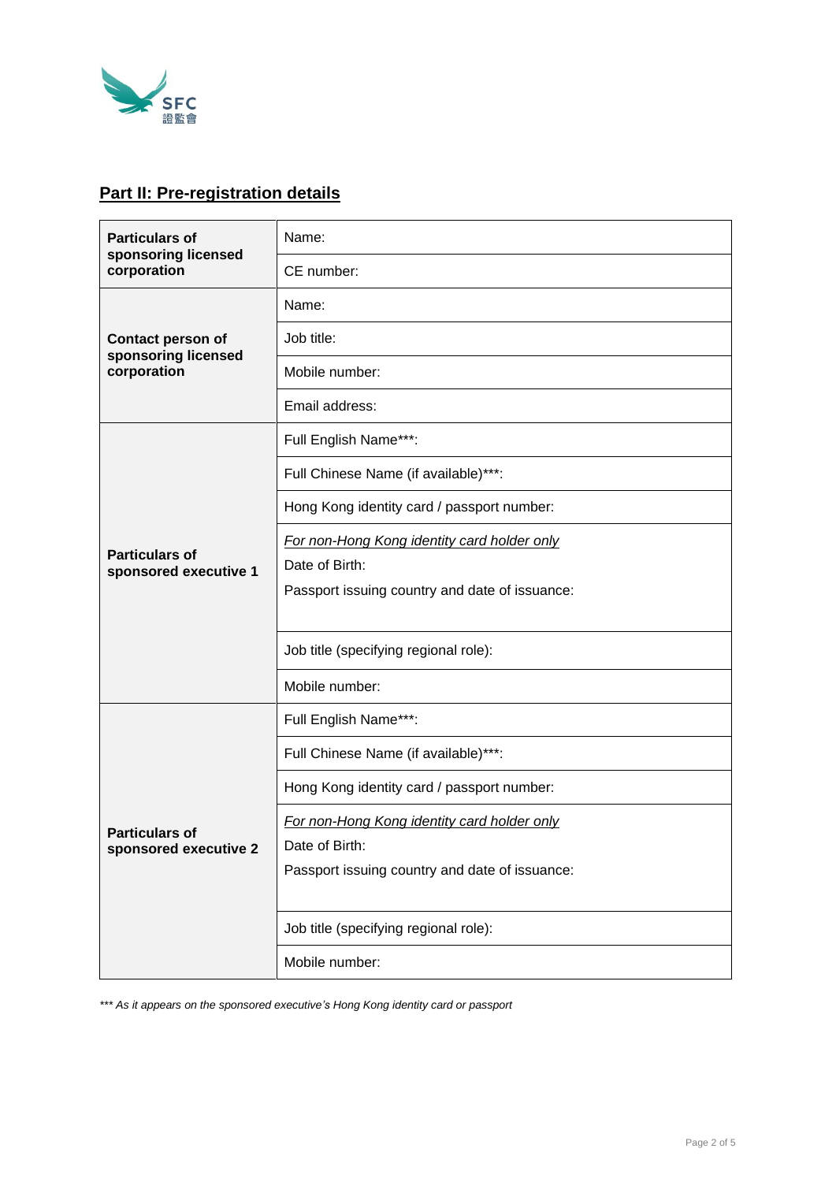## Part II: Pre-registration details

| | |
|---|---|
| **Particulars of sponsoring licensed corporation** | Name: |
| | CE number: |
| **Contact person of sponsoring licensed corporation** | Name: |
| | Job title: |
| | Mobile number: |
| | Email address: |
| **Particulars of sponsored executive 1** | Full English Name***: |
| | Full Chinese Name (if available)***: |
| | Hong Kong identity card / passport number: |
| | *For non-Hong Kong identity card holder only*<br>Date of Birth:<br>Passport issuing country and date of issuance: |
| | Job title (specifying regional role): |
| | Mobile number: |
| **Particulars of sponsored executive 2** | Full English Name***: |
| | Full Chinese Name (if available)***: |
| | Hong Kong identity card / passport number: |
| | *For non-Hong Kong identity card holder only*<br>Date of Birth:<br>Passport issuing country and date of issuance: |
| | Job title (specifying regional role): |
| | Mobile number: |

*\*\*\* As it appears on the sponsored executive's Hong Kong identity card or passport*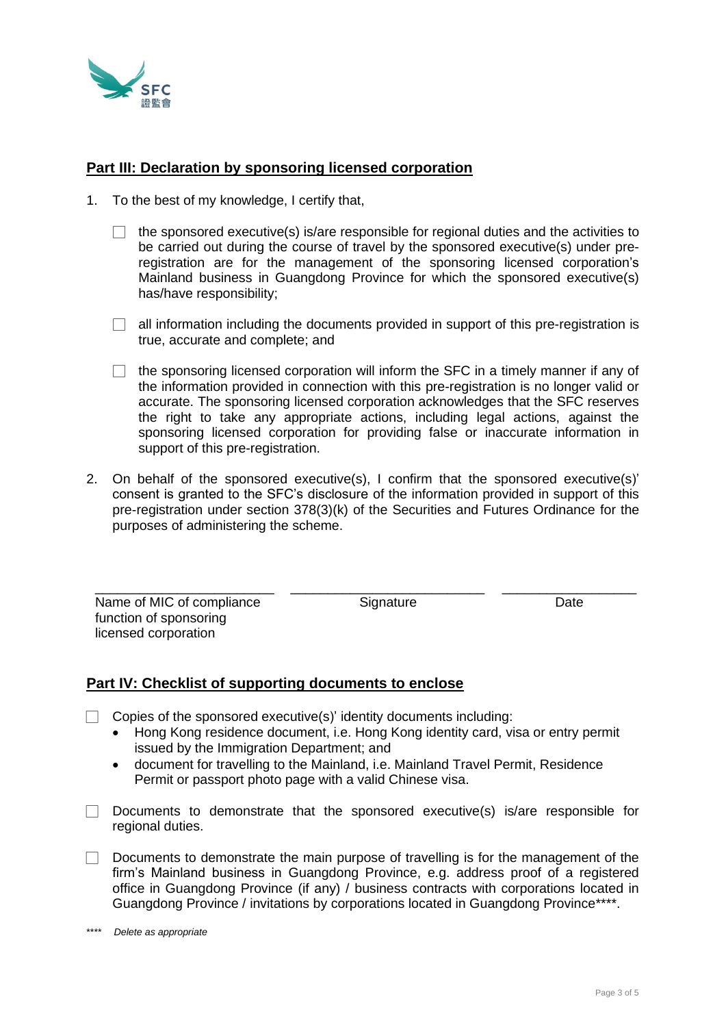## Part III: Declaration by sponsoring licensed corporation

1. To the best of my knowledge, I certify that,

   - ☐ the sponsored executive(s) is/are responsible for regional duties and the activities to be carried out during the course of travel by the sponsored executive(s) under pre-registration are for the management of the sponsoring licensed corporation's Mainland business in Guangdong Province for which the sponsored executive(s) has/have responsibility;

   - ☐ all information including the documents provided in support of this pre-registration is true, accurate and complete; and

   - ☐ the sponsoring licensed corporation will inform the SFC in a timely manner if any of the information provided in connection with this pre-registration is no longer valid or accurate. The sponsoring licensed corporation acknowledges that the SFC reserves the right to take any appropriate actions, including legal actions, against the sponsoring licensed corporation for providing false or inaccurate information in support of this pre-registration.

2. On behalf of the sponsored executive(s), I confirm that the sponsored executive(s)' consent is granted to the SFC's disclosure of the information provided in support of this pre-registration under section 378(3)(k) of the Securities and Futures Ordinance for the purposes of administering the scheme.

| ________________________ | ________________________ | ________________________ |
|---|---|---|
| Name of MIC of compliance function of sponsoring licensed corporation | Signature | Date |

## Part IV: Checklist of supporting documents to enclose

- ☐ Copies of the sponsored executive(s)' identity documents including:
  - Hong Kong residence document, i.e. Hong Kong identity card, visa or entry permit issued by the Immigration Department; and
  - document for travelling to the Mainland, i.e. Mainland Travel Permit, Residence Permit or passport photo page with a valid Chinese visa.

- ☐ Documents to demonstrate that the sponsored executive(s) is/are responsible for regional duties.

- ☐ Documents to demonstrate the main purpose of travelling is for the management of the firm's Mainland business in Guangdong Province, e.g. address proof of a registered office in Guangdong Province (if any) / business contracts with corporations located in Guangdong Province / invitations by corporations located in Guangdong Province****.

**** *Delete as appropriate*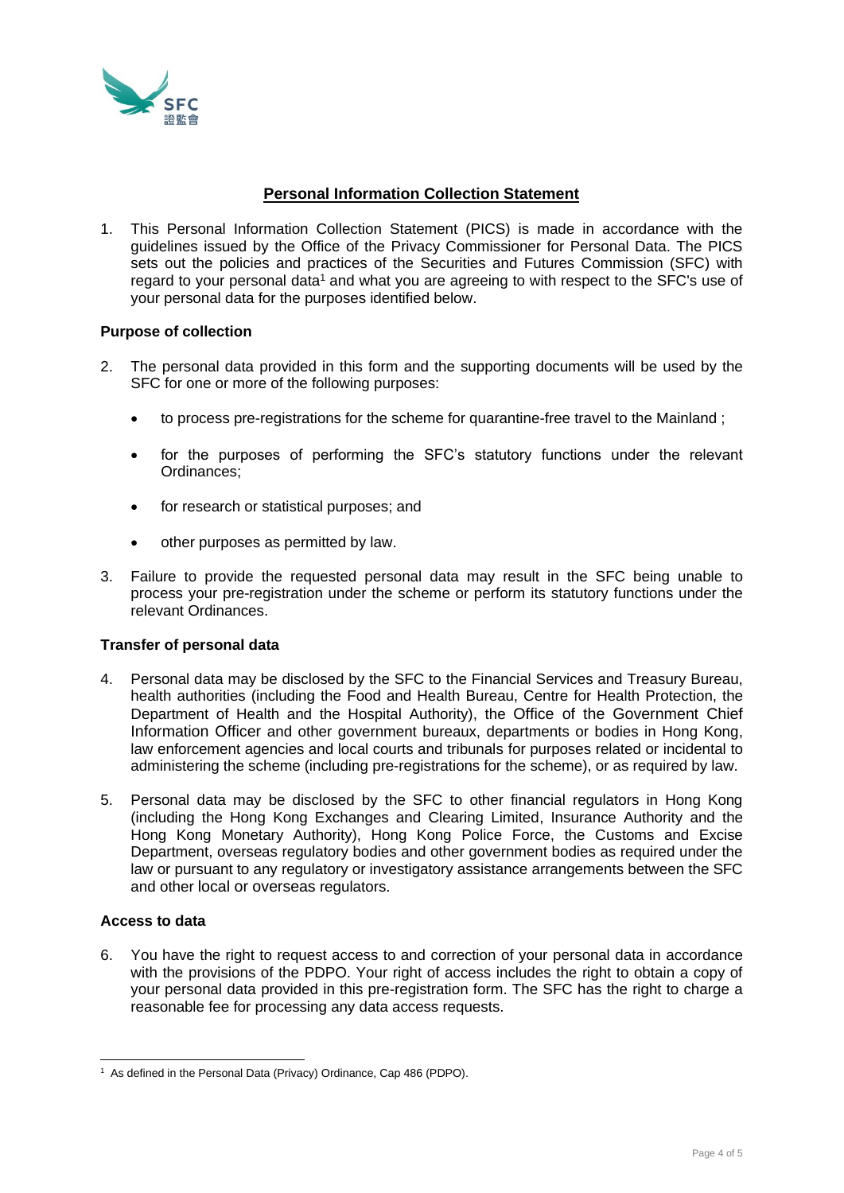## Personal Information Collection Statement

1. This Personal Information Collection Statement (PICS) is made in accordance with the guidelines issued by the Office of the Privacy Commissioner for Personal Data. The PICS sets out the policies and practices of the Securities and Futures Commission (SFC) with regard to your personal data[1] and what you are agreeing to with respect to the SFC's use of your personal data for the purposes identified below.

### Purpose of collection

2. The personal data provided in this form and the supporting documents will be used by the SFC for one or more of the following purposes:

   - to process pre-registrations for the scheme for quarantine-free travel to the Mainland ;
   - for the purposes of performing the SFC's statutory functions under the relevant Ordinances;
   - for research or statistical purposes; and
   - other purposes as permitted by law.

3. Failure to provide the requested personal data may result in the SFC being unable to process your pre-registration under the scheme or perform its statutory functions under the relevant Ordinances.

### Transfer of personal data

4. Personal data may be disclosed by the SFC to the Financial Services and Treasury Bureau, health authorities (including the Food and Health Bureau, Centre for Health Protection, the Department of Health and the Hospital Authority), the Office of the Government Chief Information Officer and other government bureaux, departments or bodies in Hong Kong, law enforcement agencies and local courts and tribunals for purposes related or incidental to administering the scheme (including pre-registrations for the scheme), or as required by law.

5. Personal data may be disclosed by the SFC to other financial regulators in Hong Kong (including the Hong Kong Exchanges and Clearing Limited, Insurance Authority and the Hong Kong Monetary Authority), Hong Kong Police Force, the Customs and Excise Department, overseas regulatory bodies and other government bodies as required under the law or pursuant to any regulatory or investigatory assistance arrangements between the SFC and other local or overseas regulators.

### Access to data

6. You have the right to request access to and correction of your personal data in accordance with the provisions of the PDPO. Your right of access includes the right to obtain a copy of your personal data provided in this pre-registration form. The SFC has the right to charge a reasonable fee for processing any data access requests.

---

[1] As defined in the Personal Data (Privacy) Ordinance, Cap 486 (PDPO).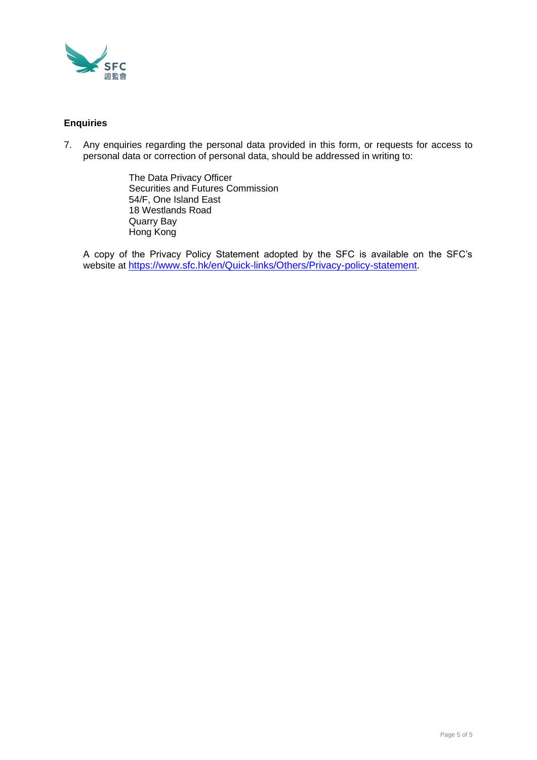## Enquiries

7. Any enquiries regarding the personal data provided in this form, or requests for access to personal data or correction of personal data, should be addressed in writing to:

   The Data Privacy Officer
   Securities and Futures Commission
   54/F, One Island East
   18 Westlands Road
   Quarry Bay
   Hong Kong

   A copy of the Privacy Policy Statement adopted by the SFC is available on the SFC's website at https://www.sfc.hk/en/Quick-links/Others/Privacy-policy-statement.